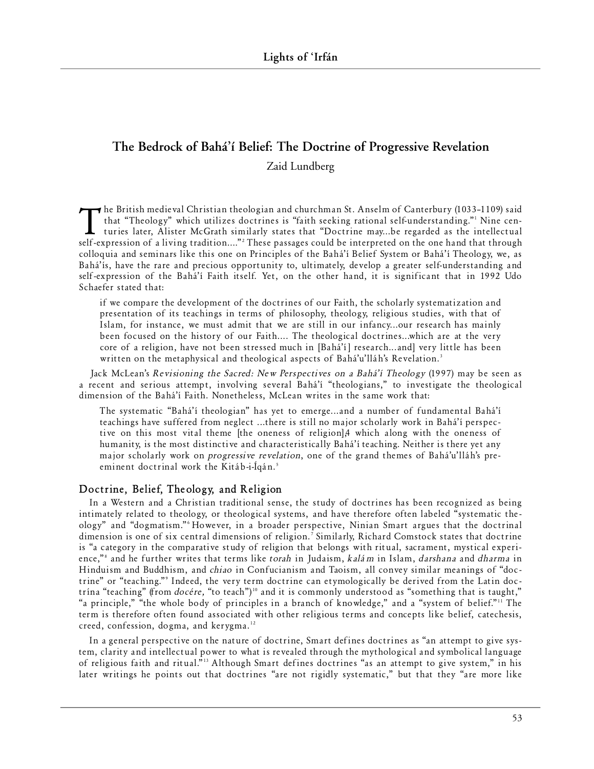// The Bedrock of Bahá'í Belief: The Doctrine of Progressive Revelation

# The Bedrock of Bahá'í Belief: The Doctrine of Progressive Revelation

Zaid Lundberg

The British medieval Christian theologian and churchman St. Anselm of Canterbury (1033–1109) said that "Theology" which utilizes doctrines is "faith seeking rational self-understanding."[1] Nine centuries later, Alister McGrath similarly states that "Doctrine may...be regarded as the intellectual self-expression of a living tradition...."[2] These passages could be interpreted on the one hand that through colloquia and seminars like this one on Principles of the Bahá'í Belief System or Bahá'í Theology, we, as Bahá'ís, have the rare and precious opportunity to, ultimately, develop a greater self-understanding and self-expression of the Bahá'í Faith itself. Yet, on the other hand, it is significant that in 1992 Udo Schaefer stated that:

> if we compare the development of the doctrines of our Faith, the scholarly systematization and presentation of its teachings in terms of philosophy, theology, religious studies, with that of Islam, for instance, we must admit that we are still in our infancy...our research has mainly been focused on the history of our Faith.... The theological doctrines...which are at the very core of a religion, have not been stressed much in [Bahá'í] research...and] very little has been written on the metaphysical and theological aspects of Bahá'u'lláh's Revelation.[3]

Jack McLean's *Revisioning the Sacred: New Perspectives on a Bahá'í Theology* (1997) may be seen as a recent and serious attempt, involving several Bahá'í "theologians," to investigate the theological dimension of the Bahá'í Faith. Nonetheless, McLean writes in the same work that:

> The systematic "Bahá'í theologian" has yet to emerge...and a number of fundamental Bahá'í teachings have suffered from neglect ...there is still no major scholarly work in Bahá'í perspective on this most vital theme [the oneness of religion],[4] which along with the oneness of humanity, is the most distinctive and characteristically Bahá'í teaching. Neither is there yet any major scholarly work on *progressive revelation*, one of the grand themes of Bahá'u'lláh's pre-eminent doctrinal work the Kitáb-i-Íqán.[5]

## Doctrine, Belief, Theology, and Religion

In a Western and a Christian traditional sense, the study of doctrines has been recognized as being intimately related to theology, or theological systems, and have therefore often labeled "systematic theology" and "dogmatism."[6] However, in a broader perspective, Ninian Smart argues that the doctrinal dimension is one of six central dimensions of religion.[7] Similarly, Richard Comstock states that doctrine is "a category in the comparative study of religion that belongs with ritual, sacrament, mystical experience,"[8] and he further writes that terms like *torah* in Judaism, *kalám* in Islam, *darshana* and *dharma* in Hinduism and Buddhism, and *chiao* in Confucianism and Taoism, all convey similar meanings of "doctrine" or "teaching."[9] Indeed, the very term doctrine can etymologically be derived from the Latin doctrína "teaching" (from *docére,* "to teach")[10] and it is commonly understood as "something that is taught," "a principle," "the whole body of principles in a branch of knowledge," and a "system of belief."[11] The term is therefore often found associated with other religious terms and concepts like belief, catechesis, creed, confession, dogma, and kerygma.[12]

In a general perspective on the nature of doctrine, Smart defines doctrines as "an attempt to give system, clarity and intellectual power to what is revealed through the mythological and symbolical language of religious faith and ritual."[13] Although Smart defines doctrines "as an attempt to give system," in his later writings he points out that doctrines "are not rigidly systematic," but that they "are more like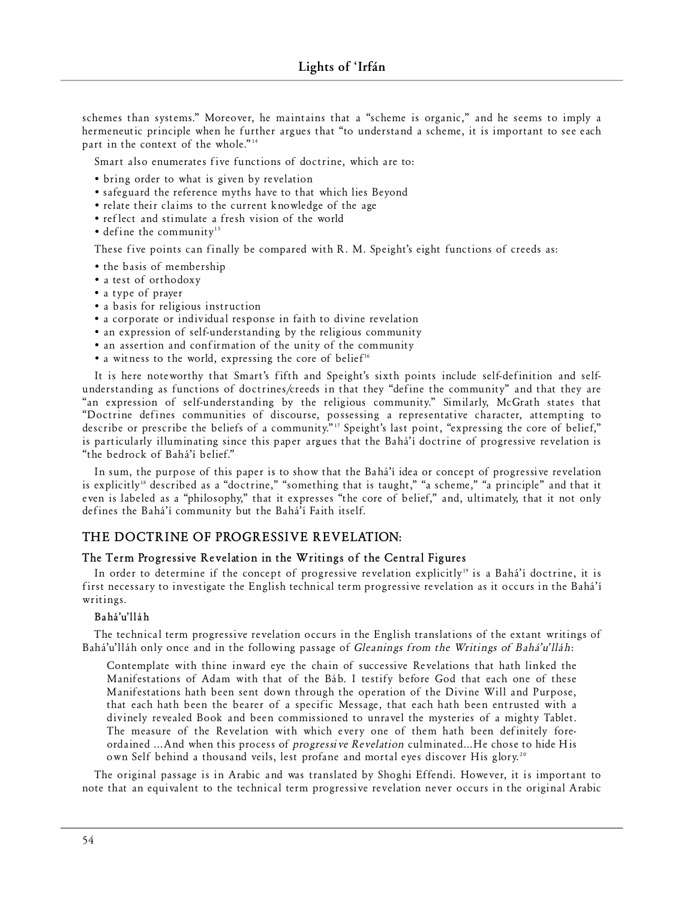schemes than systems." Moreover, he maintains that a "scheme is organic," and he seems to imply a hermeneutic principle when he further argues that "to understand a scheme, it is important to see each part in the context of the whole."[14]

Smart also enumerates five functions of doctrine, which are to:

- bring order to what is given by revelation
- safeguard the reference myths have to that which lies Beyond
- relate their claims to the current knowledge of the age
- reflect and stimulate a fresh vision of the world
- define the community[15]

These five points can finally be compared with R. M. Speight's eight functions of creeds as:

- the basis of membership
- a test of orthodoxy
- a type of prayer
- a basis for religious instruction
- a corporate or individual response in faith to divine revelation
- an expression of self-understanding by the religious community
- an assertion and confirmation of the unity of the community
- a witness to the world, expressing the core of belief[16]

It is here noteworthy that Smart's fifth and Speight's sixth points include self-definition and self-understanding as functions of doctrines/creeds in that they "define the community" and that they are "an expression of self-understanding by the religious community." Similarly, McGrath states that "Doctrine defines communities of discourse, possessing a representative character, attempting to describe or prescribe the beliefs of a community."[17] Speight's last point, "expressing the core of belief," is particularly illuminating since this paper argues that the Bahá'í doctrine of progressive revelation is "the bedrock of Bahá'í belief."

In sum, the purpose of this paper is to show that the Bahá'í idea or concept of progressive revelation is explicitly[18] described as a "doctrine," "something that is taught," "a scheme," "a principle" and that it even is labeled as a "philosophy," that it expresses "the core of belief," and, ultimately, that it not only defines the Bahá'í community but the Bahá'í Faith itself.

## THE DOCTRINE OF PROGRESSIVE REVELATION:

### The Term Progressive Revelation in the Writings of the Central Figures

In order to determine if the concept of progressive revelation explicitly[19] is a Bahá'í doctrine, it is first necessary to investigate the English technical term progressive revelation as it occurs in the Bahá'í writings.

#### Bahá'u'lláh

The technical term progressive revelation occurs in the English translations of the extant writings of Bahá'u'lláh only once and in the following passage of *Gleanings from the Writings of Bahá'u'lláh*:

> Contemplate with thine inward eye the chain of successive Revelations that hath linked the Manifestations of Adam with that of the Báb. I testify before God that each one of these Manifestations hath been sent down through the operation of the Divine Will and Purpose, that each hath been the bearer of a specific Message, that each hath been entrusted with a divinely revealed Book and been commissioned to unravel the mysteries of a mighty Tablet. The measure of the Revelation with which every one of them hath been definitely fore-ordained ...And when this process of *progressive Revelation* culminated...He chose to hide His own Self behind a thousand veils, lest profane and mortal eyes discover His glory.[20]

The original passage is in Arabic and was translated by Shoghi Effendi. However, it is important to note that an equivalent to the technical term progressive revelation never occurs in the original Arabic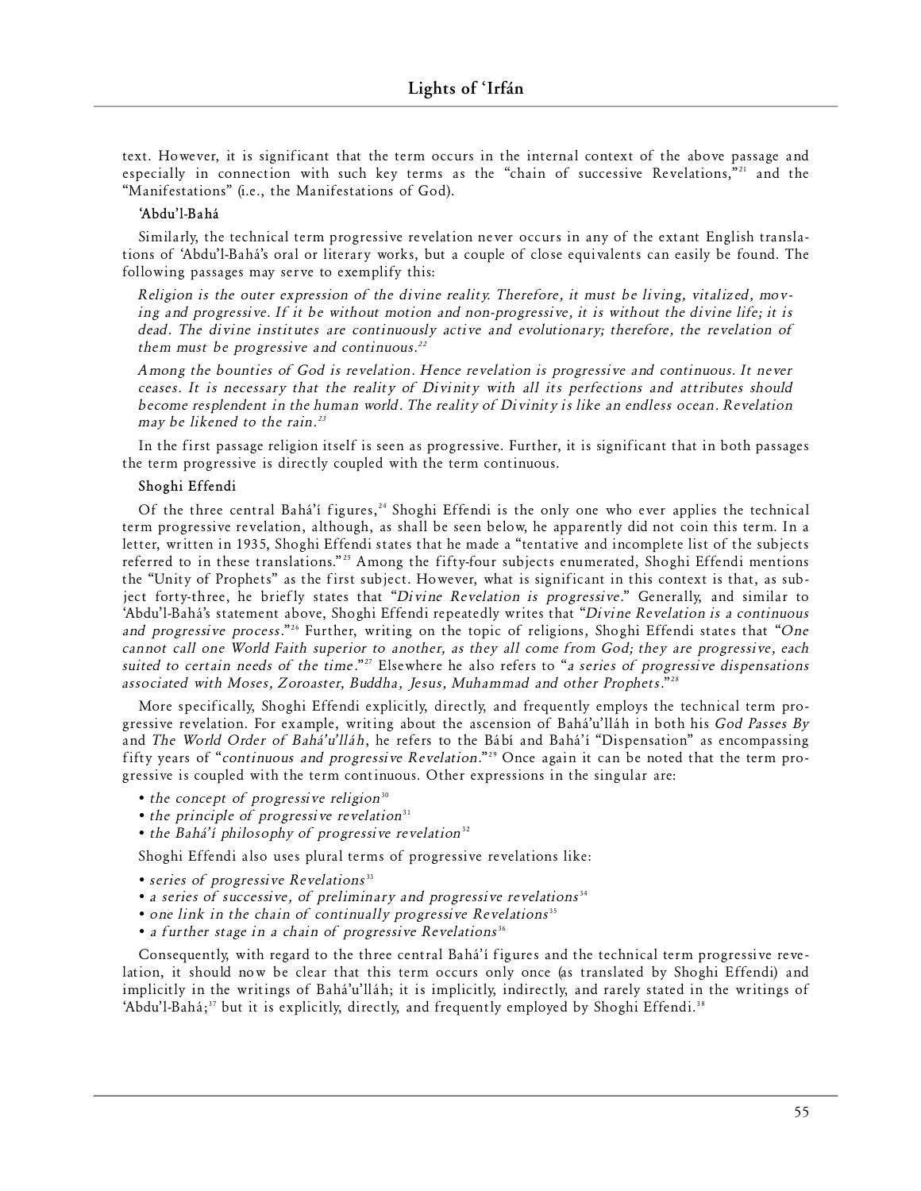text. However, it is significant that the term occurs in the internal context of the above passage and especially in connection with such key terms as the "chain of successive Revelations,"[21] and the "Manifestations" (i.e., the Manifestations of God).

### 'Abdu'l-Bahá

Similarly, the technical term progressive revelation never occurs in any of the extant English translations of 'Abdu'l-Bahá's oral or literary works, but a couple of close equivalents can easily be found. The following passages may serve to exemplify this:

> *Religion is the outer expression of the divine reality. Therefore, it must be living, vitalized, moving and progressive. If it be without motion and non-progressive, it is without the divine life; it is dead. The divine institutes are continuously active and evolutionary; therefore, the revelation of them must be progressive and continuous.*[22]

> *Among the bounties of God is revelation. Hence revelation is progressive and continuous. It never ceases. It is necessary that the reality of Divinity with all its perfections and attributes should become resplendent in the human world. The reality of Divinity is like an endless ocean. Revelation may be likened to the rain.*[23]

In the first passage religion itself is seen as progressive. Further, it is significant that in both passages the term progressive is directly coupled with the term continuous.

### Shoghi Effendi

Of the three central Bahá'í figures,[24] Shoghi Effendi is the only one who ever applies the technical term progressive revelation, although, as shall be seen below, he apparently did not coin this term. In a letter, written in 1935, Shoghi Effendi states that he made a "tentative and incomplete list of the subjects referred to in these translations."[25] Among the fifty-four subjects enumerated, Shoghi Effendi mentions the "Unity of Prophets" as the first subject. However, what is significant in this context is that, as subject forty-three, he briefly states that "*Divine Revelation is progressive*." Generally, and similar to 'Abdu'l-Bahá's statement above, Shoghi Effendi repeatedly writes that "*Divine Revelation is a continuous and progressive process*."[26] Further, writing on the topic of religions, Shoghi Effendi states that "*One cannot call one World Faith superior to another, as they all come from God; they are progressive, each suited to certain needs of the time*."[27] Elsewhere he also refers to "*a series of progressive dispensations associated with Moses, Zoroaster, Buddha, Jesus, Muhammad and other Prophets*."[28]

More specifically, Shoghi Effendi explicitly, directly, and frequently employs the technical term progressive revelation. For example, writing about the ascension of Bahá'u'lláh in both his *God Passes By* and *The World Order of Bahá'u'lláh*, he refers to the Bábí and Bahá'í "Dispensation" as encompassing fifty years of "*continuous and progressive Revelation*."[29] Once again it can be noted that the term progressive is coupled with the term continuous. Other expressions in the singular are:

- *the concept of progressive religion*[30]
- *the principle of progressive revelation*[31]
- *the Bahá'í philosophy of progressive revelation*[32]

Shoghi Effendi also uses plural terms of progressive revelations like:

- *series of progressive Revelations*[33]
- *a series of successive, of preliminary and progressive revelations*[34]
- *one link in the chain of continually progressive Revelations*[35]
- *a further stage in a chain of progressive Revelations*[36]

Consequently, with regard to the three central Bahá'í figures and the technical term progressive revelation, it should now be clear that this term occurs only once (as translated by Shoghi Effendi) and implicitly in the writings of Bahá'u'lláh; it is implicitly, indirectly, and rarely stated in the writings of 'Abdu'l-Bahá;[37] but it is explicitly, directly, and frequently employed by Shoghi Effendi.[38]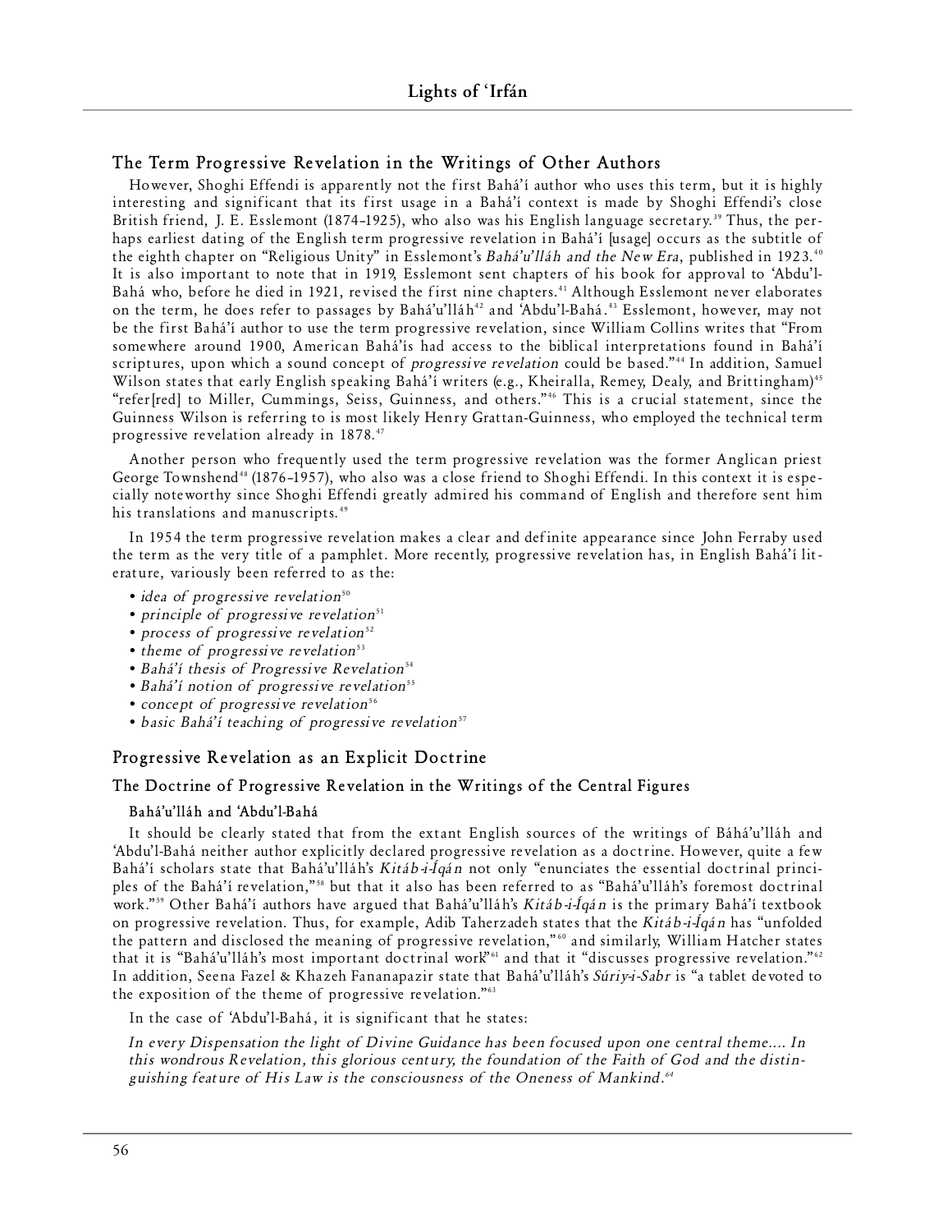## The Term Progressive Revelation in the Writings of Other Authors

However, Shoghi Effendi is apparently not the first Bahá'í author who uses this term, but it is highly interesting and significant that its first usage in a Bahá'í context is made by Shoghi Effendi's close British friend, J. E. Esslemont (1874–1925), who also was his English language secretary.[39] Thus, the perhaps earliest dating of the English term progressive revelation in Bahá'í [usage] occurs as the subtitle of the eighth chapter on "Religious Unity" in Esslemont's *Bahá'u'lláh and the New Era*, published in 1923.[40] It is also important to note that in 1919, Esslemont sent chapters of his book for approval to 'Abdu'l-Bahá who, before he died in 1921, revised the first nine chapters.[41] Although Esslemont never elaborates on the term, he does refer to passages by Bahá'u'lláh[42] and 'Abdu'l-Bahá.[43] Esslemont, however, may not be the first Bahá'í author to use the term progressive revelation, since William Collins writes that "From somewhere around 1900, American Bahá'ís had access to the biblical interpretations found in Bahá'í scriptures, upon which a sound concept of *progressive revelation* could be based."[44] In addition, Samuel Wilson states that early English speaking Bahá'í writers (e.g., Kheiralla, Remey, Dealy, and Brittingham)[45] "refer[red] to Miller, Cummings, Seiss, Guinness, and others."[46] This is a crucial statement, since the Guinness Wilson is referring to is most likely Henry Grattan-Guinness, who employed the technical term progressive revelation already in 1878.[47]

Another person who frequently used the term progressive revelation was the former Anglican priest George Townshend[48] (1876–1957), who also was a close friend to Shoghi Effendi. In this context it is especially noteworthy since Shoghi Effendi greatly admired his command of English and therefore sent him his translations and manuscripts.[49]

In 1954 the term progressive revelation makes a clear and definite appearance since John Ferraby used the term as the very title of a pamphlet. More recently, progressive revelation has, in English Bahá'í literature, variously been referred to as the:

- *idea of progressive revelation*[50]
- *principle of progressive revelation*[51]
- *process of progressive revelation*[52]
- *theme of progressive revelation*[53]
- *Bahá'í thesis of Progressive Revelation*[54]
- *Bahá'í notion of progressive revelation*[55]
- *concept of progressive revelation*[56]
- *basic Bahá'í teaching of progressive revelation*[57]

## Progressive Revelation as an Explicit Doctrine

### The Doctrine of Progressive Revelation in the Writings of the Central Figures

#### Bahá'u'lláh and 'Abdu'l-Bahá

It should be clearly stated that from the extant English sources of the writings of Báhá'u'lláh and 'Abdu'l-Bahá neither author explicitly declared progressive revelation as a doctrine. However, quite a few Bahá'í scholars state that Bahá'u'lláh's *Kitáb-i-Íqán* not only "enunciates the essential doctrinal principles of the Bahá'í revelation,"[58] but that it also has been referred to as "Bahá'u'lláh's foremost doctrinal work."[59] Other Bahá'í authors have argued that Bahá'u'lláh's *Kitáb-i-Íqán* is the primary Bahá'í textbook on progressive revelation. Thus, for example, Adib Taherzadeh states that the *Kitáb-i-Íqán* has "unfolded the pattern and disclosed the meaning of progressive revelation,"[60] and similarly, William Hatcher states that it is "Bahá'u'lláh's most important doctrinal work"[61] and that it "discusses progressive revelation."[62] In addition, Seena Fazel & Khazeh Fananapazir state that Bahá'u'lláh's *Súriy-i-Sabr* is "a tablet devoted to the exposition of the theme of progressive revelation."[63]

In the case of 'Abdu'l-Bahá, it is significant that he states:

> *In every Dispensation the light of Divine Guidance has been focused upon one central theme.... In this wondrous Revelation, this glorious century, the foundation of the Faith of God and the distinguishing feature of His Law is the consciousness of the Oneness of Mankind.*[64]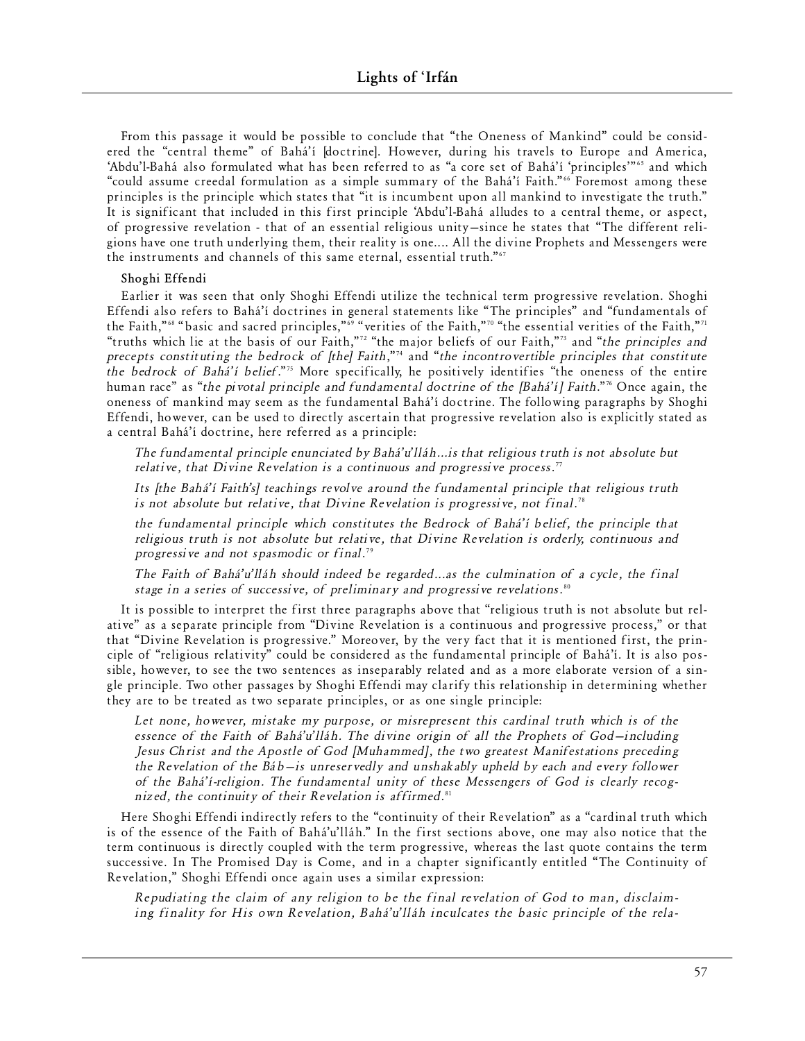From this passage it would be possible to conclude that "the Oneness of Mankind" could be considered the "central theme" of Bahá'í [doctrine]. However, during his travels to Europe and America, 'Abdu'l-Bahá also formulated what has been referred to as "a core set of Bahá'í 'principles'"[65] and which "could assume creedal formulation as a simple summary of the Bahá'í Faith."[66] Foremost among these principles is the principle which states that "it is incumbent upon all mankind to investigate the truth." It is significant that included in this first principle 'Abdu'l-Bahá alludes to a central theme, or aspect, of progressive revelation - that of an essential religious unity—since he states that "The different religions have one truth underlying them, their reality is one.... All the divine Prophets and Messengers were the instruments and channels of this same eternal, essential truth."[67]

**Shoghi Effendi**

Earlier it was seen that only Shoghi Effendi utilize the technical term progressive revelation. Shoghi Effendi also refers to Bahá'í doctrines in general statements like "The principles" and "fundamentals of the Faith,"[68] "basic and sacred principles,"[69] "verities of the Faith,"[70] "the essential verities of the Faith,"[71] "truths which lie at the basis of our Faith,"[72] "the major beliefs of our Faith,"[73] and "*the principles and precepts constituting the bedrock of [the] Faith*,"[74] and "*the incontrovertible principles that constitute the bedrock of Bahá'í belief*."[75] More specifically, he positively identifies "the oneness of the entire human race" as "*the pivotal principle and fundamental doctrine of the [Bahá'í] Faith*."[76] Once again, the oneness of mankind may seem as the fundamental Bahá'í doctrine. The following paragraphs by Shoghi Effendi, however, can be used to directly ascertain that progressive revelation also is explicitly stated as a central Bahá'í doctrine, here referred as a principle:

> *The fundamental principle enunciated by Bahá'u'lláh...is that religious truth is not absolute but relative, that Divine Revelation is a continuous and progressive process.*[77]

> *Its [the Bahá'í Faith's] teachings revolve around the fundamental principle that religious truth is not absolute but relative, that Divine Revelation is progressive, not final.*[78]

> *the fundamental principle which constitutes the Bedrock of Bahá'í belief, the principle that religious truth is not absolute but relative, that Divine Revelation is orderly, continuous and progressive and not spasmodic or final.*[79]

> *The Faith of Bahá'u'lláh should indeed be regarded...as the culmination of a cycle, the final stage in a series of successive, of preliminary and progressive revelations.*[80]

It is possible to interpret the first three paragraphs above that "religious truth is not absolute but relative" as a separate principle from "Divine Revelation is a continuous and progressive process," or that that "Divine Revelation is progressive." Moreover, by the very fact that it is mentioned first, the principle of "religious relativity" could be considered as the fundamental principle of Bahá'í. It is also possible, however, to see the two sentences as inseparably related and as a more elaborate version of a single principle. Two other passages by Shoghi Effendi may clarify this relationship in determining whether they are to be treated as two separate principles, or as one single principle:

> *Let none, however, mistake my purpose, or misrepresent this cardinal truth which is of the essence of the Faith of Bahá'u'lláh. The divine origin of all the Prophets of God—including Jesus Christ and the Apostle of God [Muhammed], the two greatest Manifestations preceding the Revelation of the Báb—is unreservedly and unshakably upheld by each and every follower of the Bahá'í-religion. The fundamental unity of these Messengers of God is clearly recognized, the continuity of their Revelation is affirmed.*[81]

Here Shoghi Effendi indirectly refers to the "continuity of their Revelation" as a "cardinal truth which is of the essence of the Faith of Bahá'u'lláh." In the first sections above, one may also notice that the term continuous is directly coupled with the term progressive, whereas the last quote contains the term successive. In The Promised Day is Come, and in a chapter significantly entitled "The Continuity of Revelation," Shoghi Effendi once again uses a similar expression:

> *Repudiating the claim of any religion to be the final revelation of God to man, disclaiming finality for His own Revelation, Bahá'u'lláh inculcates the basic principle of the rela-*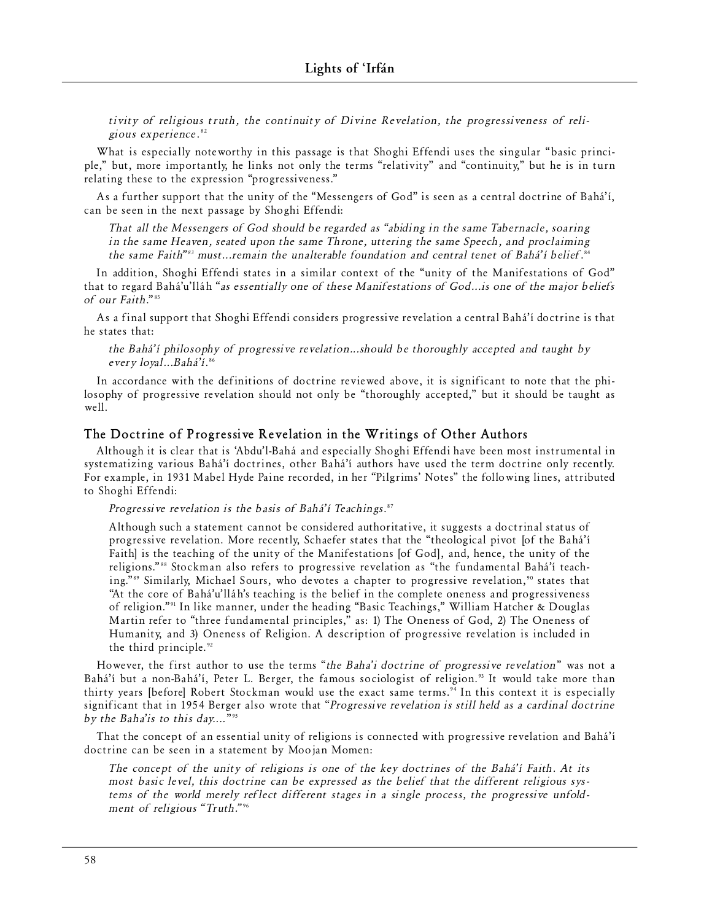*tivity of religious truth, the continuity of Divine Revelation, the progressiveness of religious experience.*[82]

What is especially noteworthy in this passage is that Shoghi Effendi uses the singular "basic principle," but, more importantly, he links not only the terms "relativity" and "continuity," but he is in turn relating these to the expression "progressiveness."

As a further support that the unity of the "Messengers of God" is seen as a central doctrine of Bahá'í, can be seen in the next passage by Shoghi Effendi:

> *That all the Messengers of God should be regarded as "abiding in the same Tabernacle, soaring in the same Heaven, seated upon the same Throne, uttering the same Speech, and proclaiming the same Faith"*[83] *must…remain the unalterable foundation and central tenet of Bahá'í belief.*[84]

In addition, Shoghi Effendi states in a similar context of the "unity of the Manifestations of God" that to regard Bahá'u'lláh "*as essentially one of these Manifestations of God…is one of the major beliefs of our Faith.*"[85]

As a final support that Shoghi Effendi considers progressive revelation a central Bahá'í doctrine is that he states that:

> *the Bahá'í philosophy of progressive revelation…should be thoroughly accepted and taught by every loyal…Bahá'í.*[86]

In accordance with the definitions of doctrine reviewed above, it is significant to note that the philosophy of progressive revelation should not only be "thoroughly accepted," but it should be taught as well.

## The Doctrine of Progressive Revelation in the Writings of Other Authors

Although it is clear that is 'Abdu'l-Bahá and especially Shoghi Effendi have been most instrumental in systematizing various Bahá'í doctrines, other Bahá'í authors have used the term doctrine only recently. For example, in 1931 Mabel Hyde Paine recorded, in her "Pilgrims' Notes" the following lines, attributed to Shoghi Effendi:

> *Progressive revelation is the basis of Bahá'í Teachings.*[87]
>
> Although such a statement cannot be considered authoritative, it suggests a doctrinal status of progressive revelation. More recently, Schaefer states that the "theological pivot [of the Bahá'í Faith] is the teaching of the unity of the Manifestations [of God], and, hence, the unity of the religions."[88] Stockman also refers to progressive revelation as "the fundamental Bahá'í teaching."[89] Similarly, Michael Sours, who devotes a chapter to progressive revelation,[90] states that "At the core of Bahá'u'lláh's teaching is the belief in the complete oneness and progressiveness of religion."[91] In like manner, under the heading "Basic Teachings," William Hatcher & Douglas Martin refer to "three fundamental principles," as: 1) The Oneness of God, 2) The Oneness of Humanity, and 3) Oneness of Religion. A description of progressive revelation is included in the third principle.[92]

However, the first author to use the terms "*the Baha'i doctrine of progressive revelation*" was not a Bahá'í but a non-Bahá'í, Peter L. Berger, the famous sociologist of religion.[93] It would take more than thirty years [before] Robert Stockman would use the exact same terms.[94] In this context it is especially significant that in 1954 Berger also wrote that "*Progressive revelation is still held as a cardinal doctrine by the Baha'is to this day….*"[95]

That the concept of an essential unity of religions is connected with progressive revelation and Bahá'í doctrine can be seen in a statement by Moojan Momen:

> *The concept of the unity of religions is one of the key doctrines of the Bahá'í Faith. At its most basic level, this doctrine can be expressed as the belief that the different religious systems of the world merely reflect different stages in a single process, the progressive unfoldment of religious "Truth."*[96]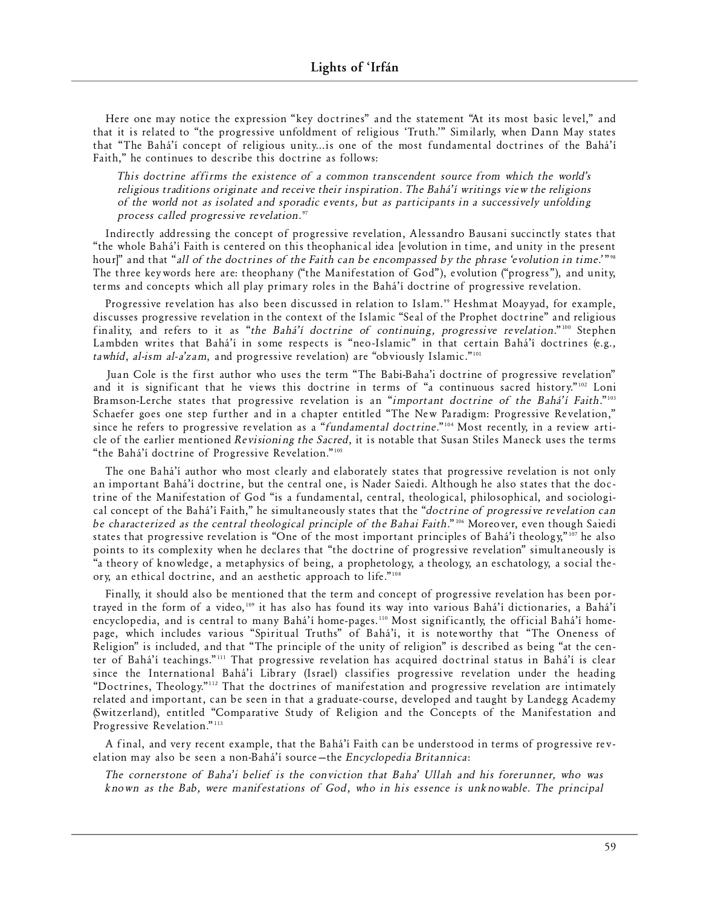Here one may notice the expression "key doctrines" and the statement "At its most basic level," and that it is related to "the progressive unfoldment of religious 'Truth.'" Similarly, when Dann May states that "The Bahá'í concept of religious unity...is one of the most fundamental doctrines of the Bahá'í Faith," he continues to describe this doctrine as follows:

> *This doctrine affirms the existence of a common transcendent source from which the world's religious traditions originate and receive their inspiration. The Bahá'í writings view the religions of the world not as isolated and sporadic events, but as participants in a successively unfolding process called progressive revelation.*[97]

Indirectly addressing the concept of progressive revelation, Alessandro Bausani succinctly states that "the whole Bahá'í Faith is centered on this theophanical idea [evolution in time, and unity in the present hour]" and that "*all of the doctrines of the Faith can be encompassed by the phrase 'evolution in time.'*"[98] The three keywords here are: theophany ("the Manifestation of God"), evolution ("progress"), and unity, terms and concepts which all play primary roles in the Bahá'í doctrine of progressive revelation.

Progressive revelation has also been discussed in relation to Islam.[99] Heshmat Moayyad, for example, discusses progressive revelation in the context of the Islamic "Seal of the Prophet doctrine" and religious finality, and refers to it as "*the Bahá'í doctrine of continuing, progressive revelation*."[100] Stephen Lambden writes that Bahá'í in some respects is "neo-Islamic" in that certain Bahá'í doctrines (e.g., *tawhíd*, *al-ism al-a'zam*, and progressive revelation) are "obviously Islamic."[101]

Juan Cole is the first author who uses the term "The Babi-Baha'i doctrine of progressive revelation" and it is significant that he views this doctrine in terms of "a continuous sacred history."[102] Loni Bramson-Lerche states that progressive revelation is an "*important doctrine of the Bahá'í Faith*."[103] Schaefer goes one step further and in a chapter entitled "The New Paradigm: Progressive Revelation," since he refers to progressive revelation as a "*fundamental doctrine*."[104] Most recently, in a review article of the earlier mentioned *Revisioning the Sacred*, it is notable that Susan Stiles Maneck uses the terms "the Bahá'í doctrine of Progressive Revelation."[105]

The one Bahá'í author who most clearly and elaborately states that progressive revelation is not only an important Bahá'í doctrine, but the central one, is Nader Saiedi. Although he also states that the doctrine of the Manifestation of God "is a fundamental, central, theological, philosophical, and sociological concept of the Bahá'í Faith," he simultaneously states that the "*doctrine of progressive revelation can be characterized as the central theological principle of the Bahai Faith*."[106] Moreover, even though Saiedi states that progressive revelation is "One of the most important principles of Bahá'í theology,"[107] he also points to its complexity when he declares that "the doctrine of progressive revelation" simultaneously is "a theory of knowledge, a metaphysics of being, a prophetology, a theology, an eschatology, a social theory, an ethical doctrine, and an aesthetic approach to life."[108]

Finally, it should also be mentioned that the term and concept of progressive revelation has been portrayed in the form of a video,[109] it has also has found its way into various Bahá'í dictionaries, a Bahá'í encyclopedia, and is central to many Bahá'í home-pages.[110] Most significantly, the official Bahá'í homepage, which includes various "Spiritual Truths" of Bahá'í, it is noteworthy that "The Oneness of Religion" is included, and that "The principle of the unity of religion" is described as being "at the center of Bahá'í teachings."[111] That progressive revelation has acquired doctrinal status in Bahá'í is clear since the International Bahá'í Library (Israel) classifies progressive revelation under the heading "Doctrines, Theology."[112] That the doctrines of manifestation and progressive revelation are intimately related and important, can be seen in that a graduate-course, developed and taught by Landegg Academy (Switzerland), entitled "Comparative Study of Religion and the Concepts of the Manifestation and Progressive Revelation."[113]

A final, and very recent example, that the Bahá'í Faith can be understood in terms of progressive revelation may also be seen a non-Bahá'í source—the *Encyclopedia Britannica*:

> *The cornerstone of Baha'i belief is the conviction that Baha' Ullah and his forerunner, who was known as the Bab, were manifestations of God, who in his essence is unknowable. The principal*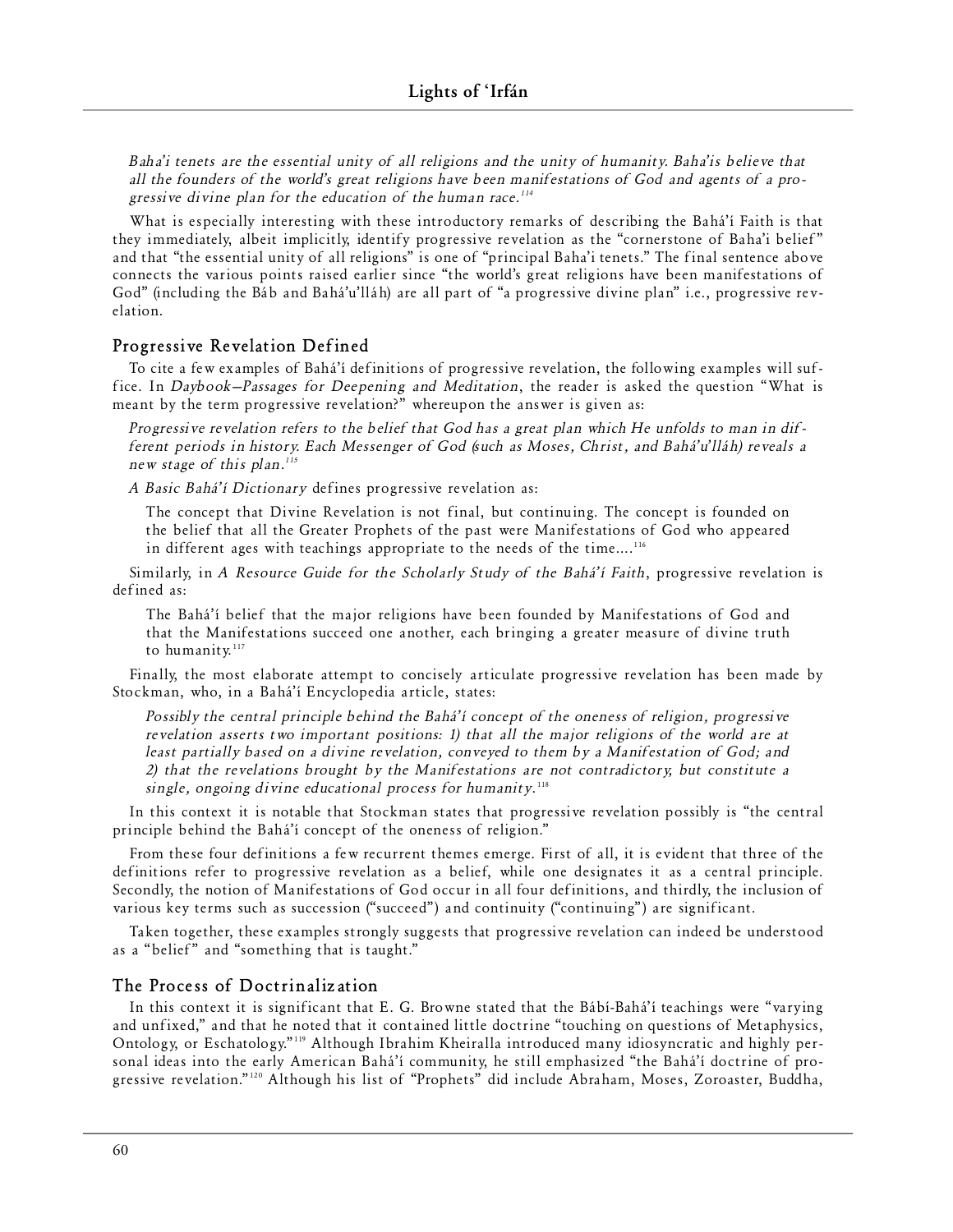*Baha'i tenets are the essential unity of all religions and the unity of humanity. Baha'is believe that all the founders of the world's great religions have been manifestations of God and agents of a progressive divine plan for the education of the human race.*[114]

What is especially interesting with these introductory remarks of describing the Bahá'í Faith is that they immediately, albeit implicitly, identify progressive revelation as the "cornerstone of Baha'i belief" and that "the essential unity of all religions" is one of "principal Baha'i tenets." The final sentence above connects the various points raised earlier since "the world's great religions have been manifestations of God" (including the Báb and Bahá'u'lláh) are all part of "a progressive divine plan" i.e., progressive revelation.

## Progressive Revelation Defined

To cite a few examples of Bahá'í definitions of progressive revelation, the following examples will suffice. In *Daybook—Passages for Deepening and Meditation*, the reader is asked the question "What is meant by the term progressive revelation?" whereupon the answer is given as:

> *Progressive revelation refers to the belief that God has a great plan which He unfolds to man in different periods in history. Each Messenger of God (such as Moses, Christ, and Bahá'u'lláh) reveals a new stage of this plan.*[115]

*A Basic Bahá'í Dictionary* defines progressive revelation as:

> The concept that Divine Revelation is not final, but continuing. The concept is founded on the belief that all the Greater Prophets of the past were Manifestations of God who appeared in different ages with teachings appropriate to the needs of the time....[116]

Similarly, in *A Resource Guide for the Scholarly Study of the Bahá'í Faith*, progressive revelation is defined as:

> The Bahá'í belief that the major religions have been founded by Manifestations of God and that the Manifestations succeed one another, each bringing a greater measure of divine truth to humanity.[117]

Finally, the most elaborate attempt to concisely articulate progressive revelation has been made by Stockman, who, in a Bahá'í Encyclopedia article, states:

> *Possibly the central principle behind the Bahá'í concept of the oneness of religion, progressive revelation asserts two important positions: 1) that all the major religions of the world are at least partially based on a divine revelation, conveyed to them by a Manifestation of God; and 2) that the revelations brought by the Manifestations are not contradictory, but constitute a single, ongoing divine educational process for humanity.*[118]

In this context it is notable that Stockman states that progressive revelation possibly is "the central principle behind the Bahá'í concept of the oneness of religion."

From these four definitions a few recurrent themes emerge. First of all, it is evident that three of the definitions refer to progressive revelation as a belief, while one designates it as a central principle. Secondly, the notion of Manifestations of God occur in all four definitions, and thirdly, the inclusion of various key terms such as succession ("succeed") and continuity ("continuing") are significant.

Taken together, these examples strongly suggests that progressive revelation can indeed be understood as a "belief" and "something that is taught."

## The Process of Doctrinalization

In this context it is significant that E. G. Browne stated that the Bábí-Bahá'í teachings were "varying and unfixed," and that he noted that it contained little doctrine "touching on questions of Metaphysics, Ontology, or Eschatology."[119] Although Ibrahim Kheiralla introduced many idiosyncratic and highly personal ideas into the early American Bahá'í community, he still emphasized "the Bahá'í doctrine of progressive revelation."[120] Although his list of "Prophets" did include Abraham, Moses, Zoroaster, Buddha,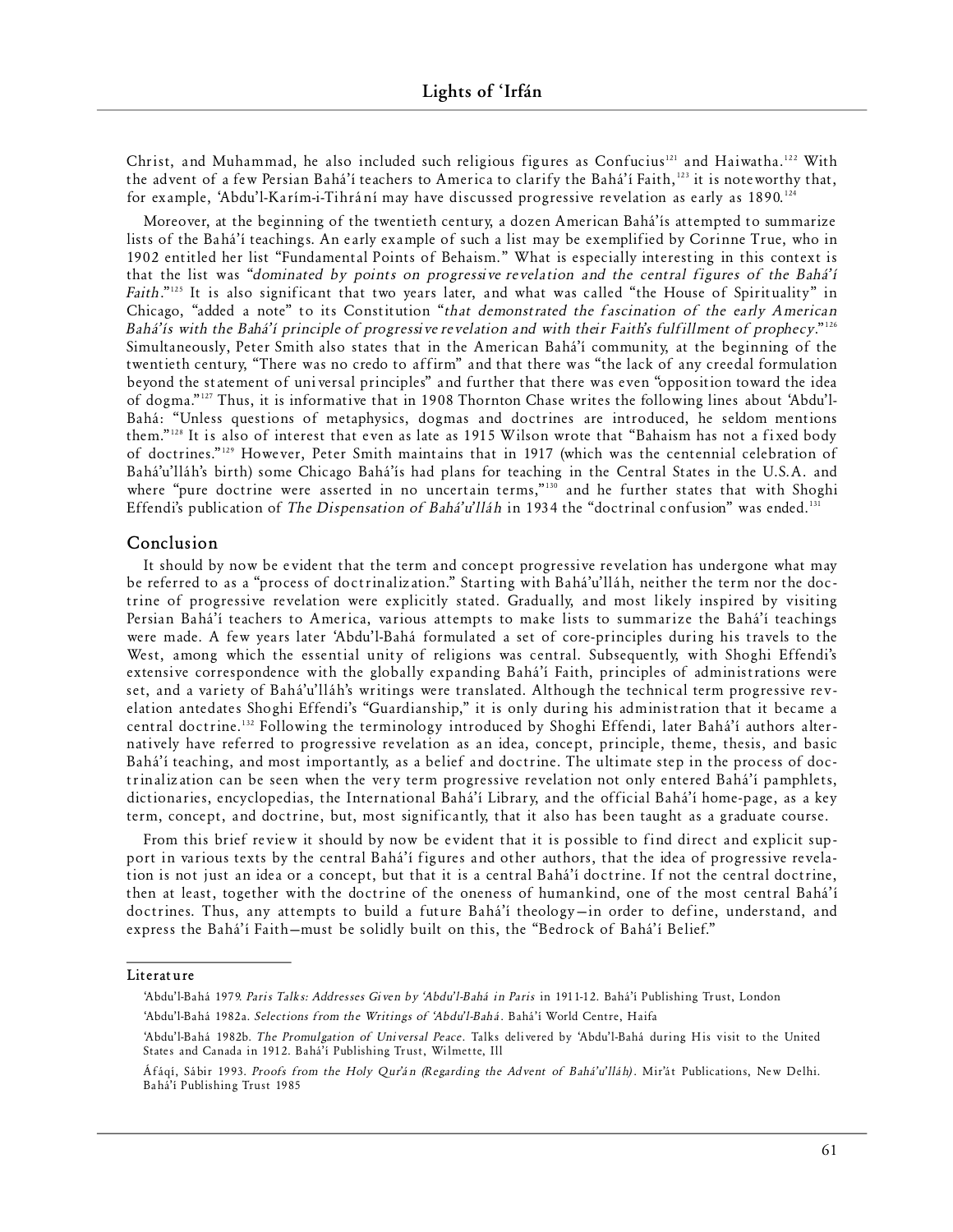Christ, and Muhammad, he also included such religious figures as Confucius[121] and Haiwatha.[122] With the advent of a few Persian Bahá'í teachers to America to clarify the Bahá'í Faith,[123] it is noteworthy that, for example, 'Abdu'l-Karím-i-Tihrání may have discussed progressive revelation as early as 1890.[124]

Moreover, at the beginning of the twentieth century, a dozen American Bahá'ís attempted to summarize lists of the Bahá'í teachings. An early example of such a list may be exemplified by Corinne True, who in 1902 entitled her list "Fundamental Points of Behaism." What is especially interesting in this context is that the list was "*dominated by points on progressive revelation and the central figures of the Bahá'í Faith*."[125] It is also significant that two years later, and what was called "the House of Spirituality" in Chicago, "added a note" to its Constitution "*that demonstrated the fascination of the early American Bahá'ís with the Bahá'í principle of progressive revelation and with their Faith's fulfillment of prophecy*."[126] Simultaneously, Peter Smith also states that in the American Bahá'í community, at the beginning of the twentieth century, "There was no credo to affirm" and that there was "the lack of any creedal formulation beyond the statement of universal principles" and further that there was even "opposition toward the idea of dogma."[127] Thus, it is informative that in 1908 Thornton Chase writes the following lines about 'Abdu'l-Bahá: "Unless questions of metaphysics, dogmas and doctrines are introduced, he seldom mentions them."[128] It is also of interest that even as late as 1915 Wilson wrote that "Bahaism has not a fixed body of doctrines."[129] However, Peter Smith maintains that in 1917 (which was the centennial celebration of Bahá'u'lláh's birth) some Chicago Bahá'ís had plans for teaching in the Central States in the U.S.A. and where "pure doctrine were asserted in no uncertain terms,"[130] and he further states that with Shoghi Effendi's publication of *The Dispensation of Bahá'u'lláh* in 1934 the "doctrinal confusion" was ended.[131]

## Conclusion

It should by now be evident that the term and concept progressive revelation has undergone what may be referred to as a "process of doctrinalization." Starting with Bahá'u'lláh, neither the term nor the doctrine of progressive revelation were explicitly stated. Gradually, and most likely inspired by visiting Persian Bahá'í teachers to America, various attempts to make lists to summarize the Bahá'í teachings were made. A few years later 'Abdu'l-Bahá formulated a set of core-principles during his travels to the West, among which the essential unity of religions was central. Subsequently, with Shoghi Effendi's extensive correspondence with the globally expanding Bahá'í Faith, principles of administrations were set, and a variety of Bahá'u'lláh's writings were translated. Although the technical term progressive revelation antedates Shoghi Effendi's "Guardianship," it is only during his administration that it became a central doctrine.[132] Following the terminology introduced by Shoghi Effendi, later Bahá'í authors alternatively have referred to progressive revelation as an idea, concept, principle, theme, thesis, and basic Bahá'í teaching, and most importantly, as a belief and doctrine. The ultimate step in the process of doctrinalization can be seen when the very term progressive revelation not only entered Bahá'í pamphlets, dictionaries, encyclopedias, the International Bahá'í Library, and the official Bahá'í home-page, as a key term, concept, and doctrine, but, most significantly, that it also has been taught as a graduate course.

From this brief review it should by now be evident that it is possible to find direct and explicit support in various texts by the central Bahá'í figures and other authors, that the idea of progressive revelation is not just an idea or a concept, but that it is a central Bahá'í doctrine. If not the central doctrine, then at least, together with the doctrine of the oneness of humankind, one of the most central Bahá'í doctrines. Thus, any attempts to build a future Bahá'í theology—in order to define, understand, and express the Bahá'í Faith—must be solidly built on this, the "Bedrock of Bahá'í Belief."

---

**Literature**

'Abdu'l-Bahá 1979. *Paris Talks: Addresses Given by 'Abdu'l-Bahá in Paris* in 1911-12. Bahá'í Publishing Trust, London

'Abdu'l-Bahá 1982a. *Selections from the Writings of 'Abdu'l-Bahá*. Bahá'í World Centre, Haifa

'Abdu'l-Bahá 1982b. *The Promulgation of Universal Peace*. Talks delivered by 'Abdu'l-Bahá during His visit to the United States and Canada in 1912. Bahá'í Publishing Trust, Wilmette, Ill

Áfáqí, Sábir 1993. *Proofs from the Holy Qur'án (Regarding the Advent of Bahá'u'lláh)*. Mir'át Publications, New Delhi. Bahá'í Publishing Trust 1985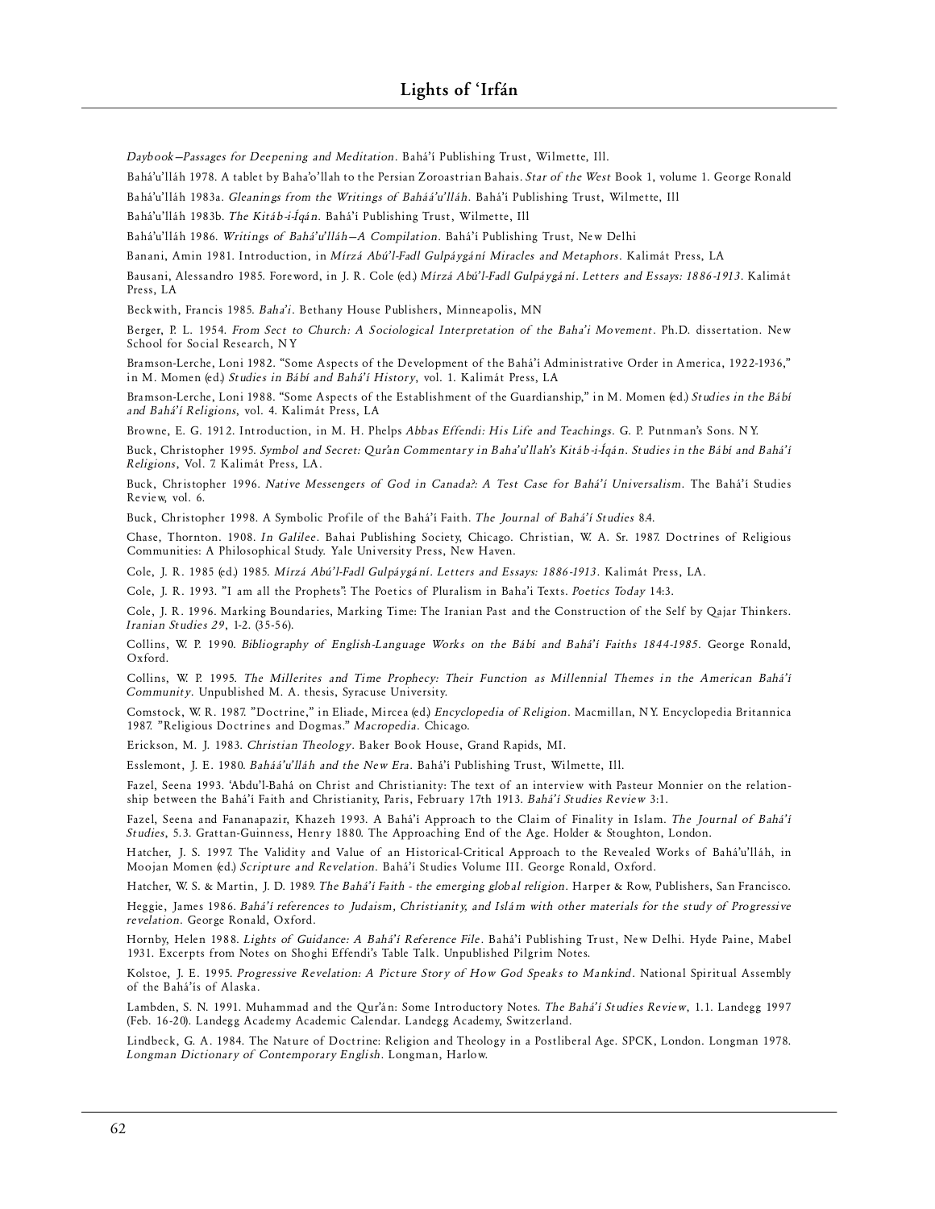*Daybook—Passages for Deepening and Meditation*. Bahá'í Publishing Trust, Wilmette, Ill.

Bahá'u'lláh 1978. A tablet by Baha'o'llah to the Persian Zoroastrian Bahais. *Star of the West* Book 1, volume 1. George Ronald

Bahá'u'lláh 1983a. *Gleanings from the Writings of Baháá'u'lláh*. Bahá'í Publishing Trust, Wilmette, Ill

Bahá'u'lláh 1983b. *The Kitáb-i-Íqán*. Bahá'í Publishing Trust, Wilmette, Ill

Bahá'u'lláh 1986. *Writings of Bahá'u'lláh—A Compilation*. Bahá'í Publishing Trust, New Delhi

Banani, Amin 1981. Introduction, in *Mírzá Abú'l-Fadl Gulpáygání Miracles and Metaphors*. Kalimát Press, LA

Bausani, Alessandro 1985. Foreword, in J. R. Cole (ed.) *Mírzá Abú'l-Fadl Gulpáygání. Letters and Essays: 1886-1913*. Kalimát Press, LA

Beckwith, Francis 1985. *Baha'i*. Bethany House Publishers, Minneapolis, MN

Berger, P. L. 1954. *From Sect to Church: A Sociological Interpretation of the Baha'i Movement*. Ph.D. dissertation. New School for Social Research, NY

Bramson-Lerche, Loni 1982. "Some Aspects of the Development of the Bahá'í Administrative Order in America, 1922-1936," in M. Momen (ed.) *Studies in Bábí and Bahá'í History*, vol. 1. Kalimát Press, LA

Bramson-Lerche, Loni 1988. "Some Aspects of the Establishment of the Guardianship," in M. Momen (ed.) *Studies in the Bábí and Bahá'í Religions*, vol. 4. Kalimát Press, LA

Browne, E. G. 1912. Introduction, in M. H. Phelps *Abbas Effendi: His Life and Teachings*. G. P. Putnman's Sons. NY.

Buck, Christopher 1995. *Symbol and Secret: Qur'an Commentary in Baha'u'llah's Kitáb-i-Íqán. Studies in the Bábí and Bahá'í Religions*, Vol. 7. Kalimát Press, LA.

Buck, Christopher 1996. *Native Messengers of God in Canada?: A Test Case for Bahá'í Universalism*. The Bahá'í Studies Review, vol. 6.

Buck, Christopher 1998. A Symbolic Profile of the Bahá'í Faith. *The Journal of Bahá'í Studies* 8.4.

Chase, Thornton. 1908. *In Galilee*. Bahai Publishing Society, Chicago. Christian, W. A. Sr. 1987. Doctrines of Religious Communities: A Philosophical Study. Yale University Press, New Haven.

Cole, J. R. 1985 (ed.) 1985. *Mírzá Abú'l-Fadl Gulpáygání. Letters and Essays: 1886-1913*. Kalimát Press, LA.

Cole, J. R. 1993. "I am all the Prophets": The Poetics of Pluralism in Baha'i Texts. *Poetics Today* 14:3.

Cole, J. R. 1996. Marking Boundaries, Marking Time: The Iranian Past and the Construction of the Self by Qajar Thinkers. *Iranian Studies 29*, 1-2. (35-56).

Collins, W. P. 1990. *Bibliography of English-Language Works on the Bábí and Bahá'í Faiths 1844-1985*. George Ronald, Oxford.

Collins, W. P. 1995. *The Millerites and Time Prophecy: Their Function as Millennial Themes in the American Bahá'í Community*. Unpublished M. A. thesis, Syracuse University.

Comstock, W. R. 1987. "Doctrine," in Eliade, Mircea (ed.) *Encyclopedia of Religion*. Macmillan, NY. Encyclopedia Britannica 1987. "Religious Doctrines and Dogmas." *Macropedia*. Chicago.

Erickson, M. J. 1983. *Christian Theology*. Baker Book House, Grand Rapids, MI.

Esslemont, J. E. 1980. *Baháá'u'lláh and the New Era*. Bahá'í Publishing Trust, Wilmette, Ill.

Fazel, Seena 1993. 'Abdu'l-Bahá on Christ and Christianity: The text of an interview with Pasteur Monnier on the relationship between the Bahá'í Faith and Christianity, Paris, February 17th 1913. *Bahá'í Studies Review* 3:1.

Fazel, Seena and Fananapazir, Khazeh 1993. A Bahá'í Approach to the Claim of Finality in Islam. *The Journal of Bahá'í Studies*, 5.3. Grattan-Guinness, Henry 1880. The Approaching End of the Age. Holder & Stoughton, London.

Hatcher, J. S. 1997. The Validity and Value of an Historical-Critical Approach to the Revealed Works of Bahá'u'lláh, in Moojan Momen (ed.) *Scripture and Revelation*. Bahá'í Studies Volume III. George Ronald, Oxford.

Hatcher, W. S. & Martin, J. D. 1989. *The Bahá'í Faith - the emerging global religion*. Harper & Row, Publishers, San Francisco.

Heggie, James 1986. *Bahá'í references to Judaism, Christianity, and Islám with other materials for the study of Progressive revelation*. George Ronald, Oxford.

Hornby, Helen 1988. *Lights of Guidance: A Bahá'í Reference File*. Bahá'í Publishing Trust, New Delhi. Hyde Paine, Mabel 1931. Excerpts from Notes on Shoghi Effendi's Table Talk. Unpublished Pilgrim Notes.

Kolstoe, J. E. 1995. *Progressive Revelation: A Picture Story of How God Speaks to Mankind*. National Spiritual Assembly of the Bahá'ís of Alaska.

Lambden, S. N. 1991. Muhammad and the Qur'án: Some Introductory Notes. *The Bahá'í Studies Review*, 1.1. Landegg 1997 (Feb. 16-20). Landegg Academy Academic Calendar. Landegg Academy, Switzerland.

Lindbeck, G. A. 1984. The Nature of Doctrine: Religion and Theology in a Postliberal Age. SPCK, London. Longman 1978. *Longman Dictionary of Contemporary English*. Longman, Harlow.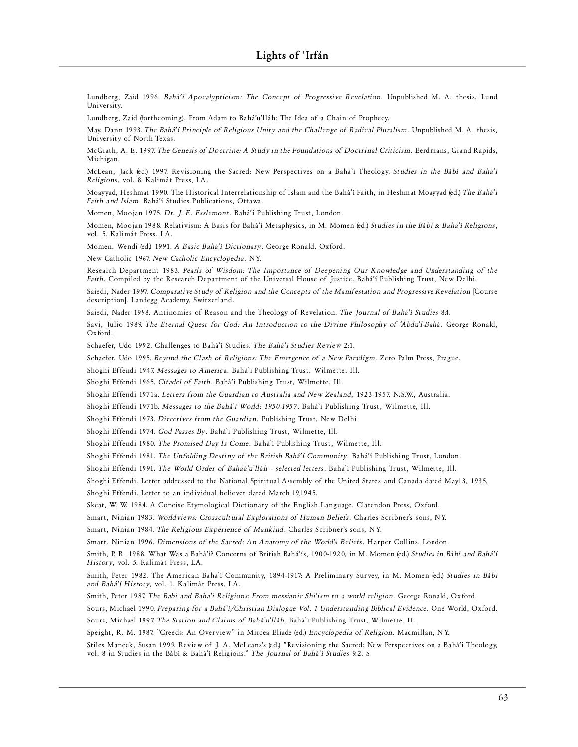Lundberg, Zaid 1996. *Bahá'í Apocalypticism: The Concept of Progressive Revelation*. Unpublished M. A. thesis, Lund University.

Lundberg, Zaid (forthcoming). From Adam to Bahá'u'lláh: The Idea of a Chain of Prophecy.

May, Dann 1993. *The Bahá'í Principle of Religious Unity and the Challenge of Radical Pluralism*. Unpublished M. A. thesis, University of North Texas.

McGrath, A. E. 1997. *The Genesis of Doctrine: A Study in the Foundations of Doctrinal Criticism*. Eerdmans, Grand Rapids, Michigan.

McLean, Jack (ed.) 1997. Revisioning the Sacred: New Perspectives on a Bahá'í Theology. *Studies in the Bábí and Bahá'í Religions*, vol. 8. Kalimát Press, LA.

Moayyad, Heshmat 1990. The Historical Interrelationship of Islam and the Bahá'í Faith, in Heshmat Moayyad (ed.) *The Bahá'í Faith and Islam*. Bahá'í Studies Publications, Ottawa.

Momen, Moojan 1975. *Dr. J. E. Esslemont*. Bahá'í Publishing Trust, London.

Momen, Moojan 1988. Relativism: A Basis for Bahá'í Metaphysics, in M. Momen (ed.) *Studies in the Bábí & Bahá'í Religions*, vol. 5. Kalimát Press, LA.

Momen, Wendi (ed.) 1991. *A Basic Bahá'í Dictionary*. George Ronald, Oxford.

New Catholic 1967. *New Catholic Encyclopedia*. NY.

Research Department 1983. *Pearls of Wisdom: The Importance of Deepening Our Knowledge and Understanding of the Faith*. Compiled by the Research Department of the Universal House of Justice. Bahá'í Publishing Trust, New Delhi.

Saiedi, Nader 1997. *Comparative Study of Religion and the Concepts of the Manifestation and Progressive Revelation* [Course description]. Landegg Academy, Switzerland.

Saiedi, Nader 1998. Antinomies of Reason and the Theology of Revelation. *The Journal of Bahá'í Studies* 8:4.

Savi, Julio 1989. *The Eternal Quest for God: An Introduction to the Divine Philosophy of 'Abdu'l-Bahá*. George Ronald, Oxford.

Schaefer, Udo 1992. Challenges to Bahá'í Studies. *The Bahá'í Studies Review* 2:1.

Schaefer, Udo 1995. *Beyond the Clash of Religions: The Emergence of a New Paradigm*. Zero Palm Press, Prague.

Shoghi Effendi 1947. *Messages to America*. Bahá'í Publishing Trust, Wilmette, Ill.

Shoghi Effendi 1965. *Citadel of Faith*. Bahá'í Publishing Trust, Wilmette, Ill.

Shoghi Effendi 1971a. *Letters from the Guardian to Australia and New Zealand*, 1923-1957. N.S.W., Australia.

Shoghi Effendi 1971b. *Messages to the Bahá'í World: 1950-1957*. Bahá'í Publishing Trust, Wilmette, Ill.

Shoghi Effendi 1973. *Directives from the Guardian*. Publishing Trust, New Delhi

Shoghi Effendi 1974. *God Passes By*. Bahá'í Publishing Trust, Wilmette, Ill.

Shoghi Effendi 1980. *The Promised Day Is Come*. Bahá'í Publishing Trust, Wilmette, Ill.

Shoghi Effendi 1981. *The Unfolding Destiny of the British Bahá'í Community*. Bahá'í Publishing Trust, London.

Shoghi Effendi 1991. *The World Order of Baháá'u'lláh - selected letters*. Bahá'í Publishing Trust, Wilmette, Ill.

Shoghi Effendi. Letter addressed to the National Spiritual Assembly of the United States and Canada dated May13, 1935,

Shoghi Effendi. Letter to an individual believer dated March 19,1945.

Skeat, W. W. 1984. A Concise Etymological Dictionary of the English Language. Clarendon Press, Oxford.

Smart, Ninian 1983. *Worldviews: Crosscultural Explorations of Human Beliefs*. Charles Scribner's sons, NY.

Smart, Ninian 1984. *The Religious Experience of Mankind*. Charles Scribner's sons, NY.

Smart, Ninian 1996. *Dimensions of the Sacred: An Anatomy of the World's Beliefs*. Harper Collins. London.

Smith, P. R. 1988. What Was a Bahá'í? Concerns of British Bahá'ís, 1900-1920, in M. Momen (ed.) *Studies in Bábí and Bahá'í History*, vol. 5. Kalimát Press, LA.

Smith, Peter 1982. The American Bahá'í Community, 1894-1917: A Preliminary Survey, in M. Momen (ed.) *Studies in Bábí and Bahá'í History*, vol. 1. Kalimát Press, LA.

Smith, Peter 1987. *The Babi and Baha'i Religions: From messianic Shi'ism to a world religion*. George Ronald, Oxford.

Sours, Michael 1990. *Preparing for a Bahá'í/Christian Dialogue Vol. 1 Understanding Biblical Evidence*. One World, Oxford.

Sours, Michael 1997. *The Station and Claims of Bahá'u'lláh*. Bahá'í Publishing Trust, Wilmette, IL.

Speight, R. M. 1987. "Creeds: An Overview" in Mircea Eliade (ed.) *Encyclopedia of Religion*. Macmillan, NY.

Stiles Maneck, Susan 1999. Review of J. A. McLeans's (ed.) "Revisioning the Sacred: New Perspectives on a Bahá'í Theology, vol. 8 in Studies in the Bábí & Bahá'í Religions." *The Journal of Bahá'í Studies* 9.2. S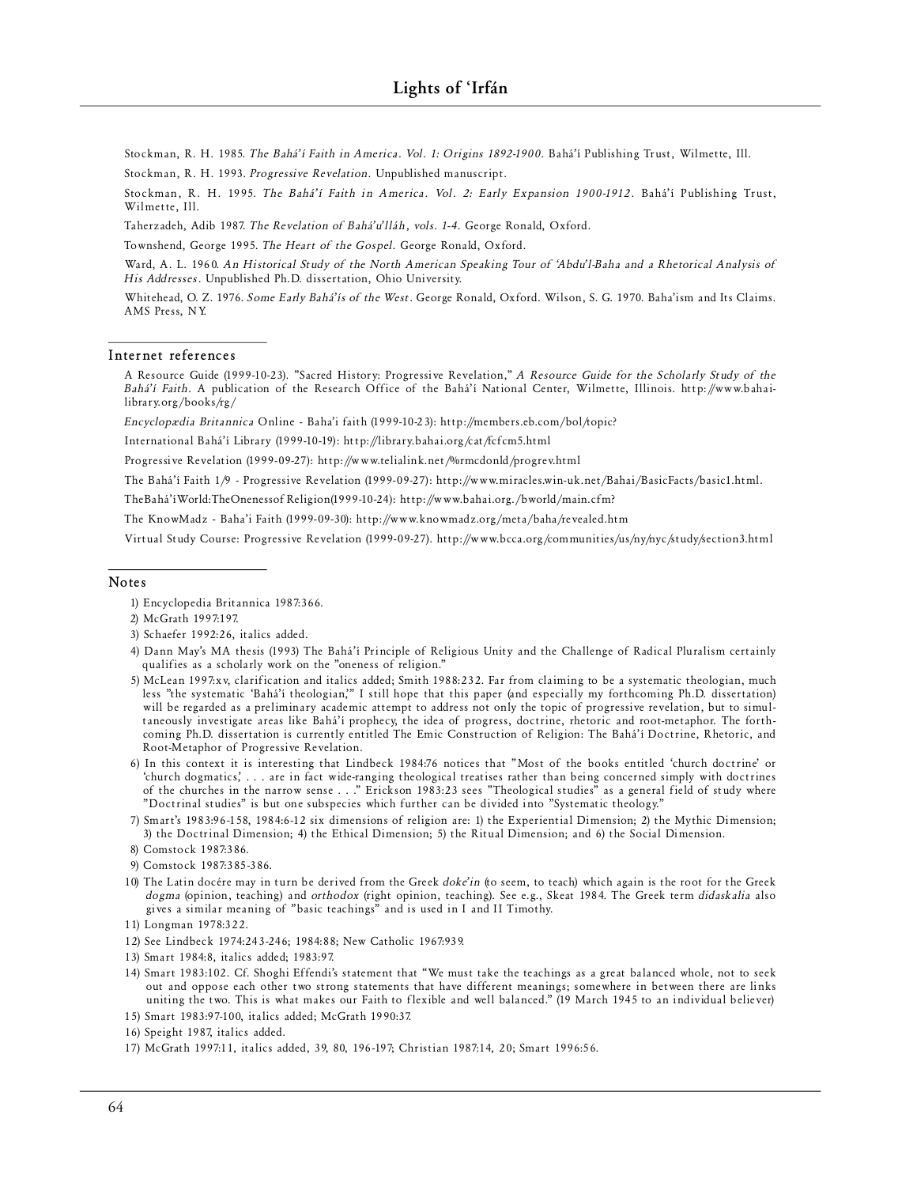Stockman, R. H. 1985. *The Bahá'í Faith in America. Vol. 1: Origins 1892-1900*. Bahá'í Publishing Trust, Wilmette, Ill.

Stockman, R. H. 1993. *Progressive Revelation*. Unpublished manuscript.

Stockman, R. H. 1995. *The Bahá'í Faith in America. Vol. 2: Early Expansion 1900-1912*. Bahá'í Publishing Trust, Wilmette, Ill.

Taherzadeh, Adib 1987. *The Revelation of Bahá'u'lláh, vols. 1-4*. George Ronald, Oxford.

Townshend, George 1995. *The Heart of the Gospel*. George Ronald, Oxford.

Ward, A. L. 1960. *An Historical Study of the North American Speaking Tour of 'Abdu'l-Baha and a Rhetorical Analysis of His Addresses*. Unpublished Ph.D. dissertation, Ohio University.

Whitehead, O. Z. 1976. *Some Early Bahá'ís of the West*. George Ronald, Oxford. Wilson, S. G. 1970. Baha'ism and Its Claims. AMS Press, NY.

## Internet references

A Resource Guide (1999-10-23). "Sacred History: Progressive Revelation," *A Resource Guide for the Scholarly Study of the Bahá'í Faith*. A publication of the Research Office of the Bahá'í National Center, Wilmette, Illinois. http://www.bahai-library.org/books/rg/

*Encyclopædia Britannica* Online - Baha'i faith (1999-10-23): http://members.eb.com/bol/topic?

International Bahá'í Library (1999-10-19): http://library.bahai.org/cat/fcfcm5.html

Progressive Revelation (1999-09-27): http://www.telialink.net/%rmcdonld/progrev.html

The Bahá'í Faith 1/9 - Progressive Revelation (1999-09-27): http://www.miracles.win-uk.net/Bahai/BasicFacts/basic1.html.

TheBahá'íWorld:TheOnenessof Religion(1999-10-24): http://www.bahai.org./bworld/main.cfm?

The KnowMadz - Baha'i Faith (1999-09-30): http://www.knowmadz.org/meta/baha/revealed.htm

Virtual Study Course: Progressive Revelation (1999-09-27). http://www.bcca.org/communities/us/ny/nyc/study/section3.html

## Notes

1) Encyclopedia Britannica 1987:366.

2) McGrath 1997:197.

3) Schaefer 1992:26, italics added.

4) Dann May's MA thesis (1993) The Bahá'í Principle of Religious Unity and the Challenge of Radical Pluralism certainly qualifies as a scholarly work on the "oneness of religion."

5) McLean 1997:xv, clarification and italics added; Smith 1988:232. Far from claiming to be a systematic theologian, much less "the systematic 'Bahá'í theologian,'" I still hope that this paper (and especially my forthcoming Ph.D. dissertation) will be regarded as a preliminary academic attempt to address not only the topic of progressive revelation, but to simultaneously investigate areas like Bahá'í prophecy, the idea of progress, doctrine, rhetoric and root-metaphor. The forthcoming Ph.D. dissertation is currently entitled The Emic Construction of Religion: The Bahá'í Doctrine, Rhetoric, and Root-Metaphor of Progressive Revelation.

6) In this context it is interesting that Lindbeck 1984:76 notices that "Most of the books entitled 'church doctrine' or 'church dogmatics,' . . . are in fact wide-ranging theological treatises rather than being concerned simply with doctrines of the churches in the narrow sense . . ." Erickson 1983:23 sees "Theological studies" as a general field of study where "Doctrinal studies" is but one subspecies which further can be divided into "Systematic theology."

7) Smart's 1983:96-158, 1984:6-12 six dimensions of religion are: 1) the Experiential Dimension; 2) the Mythic Dimension; 3) the Doctrinal Dimension; 4) the Ethical Dimension; 5) the Ritual Dimension; and 6) the Social Dimension.

8) Comstock 1987:386.

9) Comstock 1987:385-386.

10) The Latin docére may in turn be derived from the Greek *doke'in* (to seem, to teach) which again is the root for the Greek *dogma* (opinion, teaching) and *orthodox* (right opinion, teaching). See e.g., Skeat 1984. The Greek term *didaskalia* also gives a similar meaning of "basic teachings" and is used in I and II Timothy.

11) Longman 1978:322.

12) See Lindbeck 1974:243-246; 1984:88; New Catholic 1967:939.

13) Smart 1984:8, italics added; 1983:97.

14) Smart 1983:102. Cf. Shoghi Effendi's statement that "We must take the teachings as a great balanced whole, not to seek out and oppose each other two strong statements that have different meanings; somewhere in between there are links uniting the two. This is what makes our Faith to flexible and well balanced." (19 March 1945 to an individual believer)

15) Smart 1983:97-100, italics added; McGrath 1990:37.

16) Speight 1987, italics added.

17) McGrath 1997:11, italics added, 39, 80, 196-197; Christian 1987:14, 20; Smart 1996:56.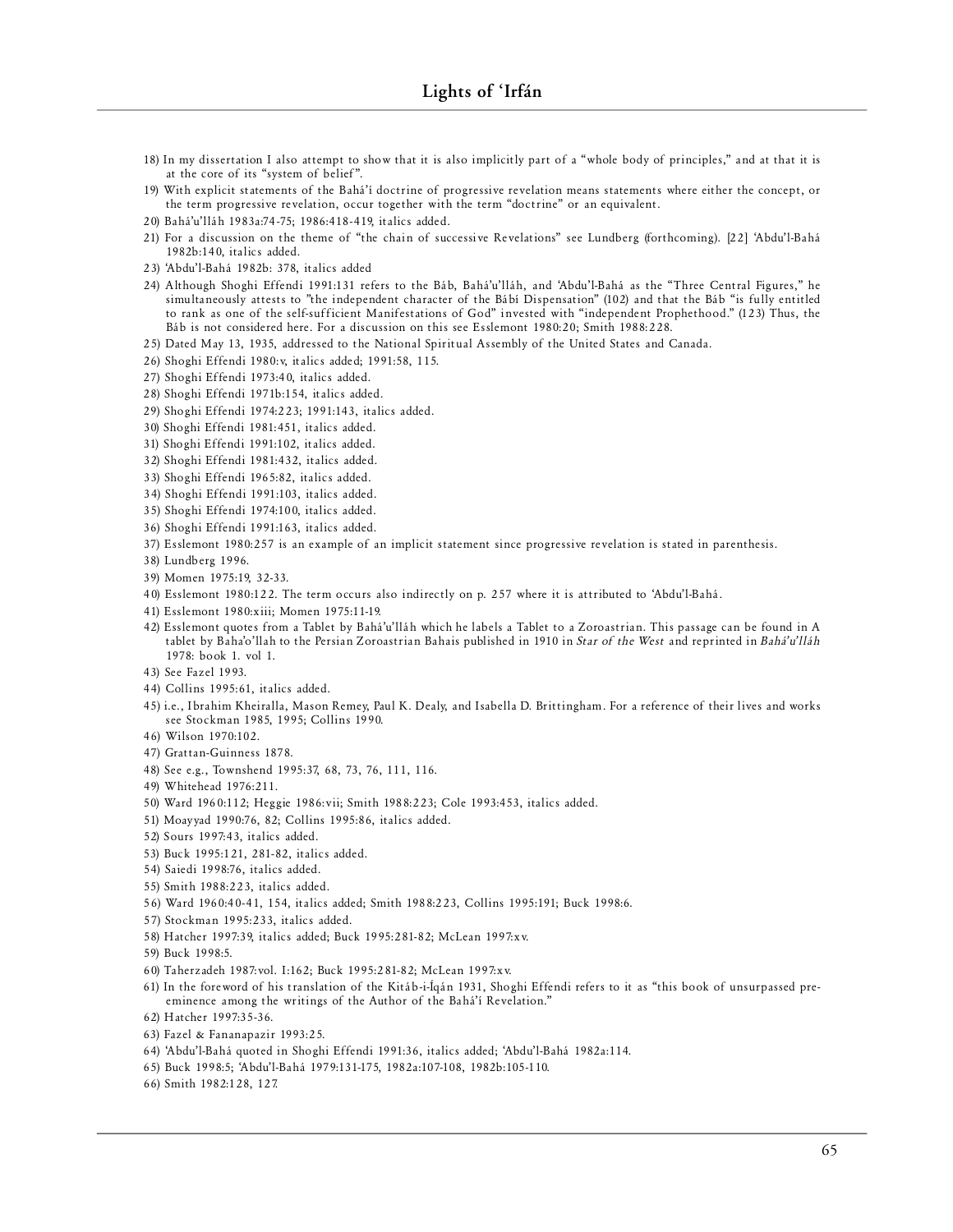18) In my dissertation I also attempt to show that it is also implicitly part of a "whole body of principles," and at that it is at the core of its "system of belief".

19) With explicit statements of the Bahá'í doctrine of progressive revelation means statements where either the concept, or the term progressive revelation, occur together with the term "doctrine" or an equivalent.

20) Bahá'u'lláh 1983a:74-75; 1986:418-419, italics added.

21) For a discussion on the theme of "the chain of successive Revelations" see Lundberg (forthcoming). [22] 'Abdu'l-Bahá 1982b:140, italics added.

23) 'Abdu'l-Bahá 1982b: 378, italics added

24) Although Shoghi Effendi 1991:131 refers to the Báb, Bahá'u'lláh, and 'Abdu'l-Bahá as the "Three Central Figures," he simultaneously attests to "the independent character of the Bábí Dispensation" (102) and that the Báb "is fully entitled to rank as one of the self-sufficient Manifestations of God" invested with "independent Prophethood." (123) Thus, the Báb is not considered here. For a discussion on this see Esslemont 1980:20; Smith 1988:228.

25) Dated May 13, 1935, addressed to the National Spiritual Assembly of the United States and Canada.

26) Shoghi Effendi 1980:v, italics added; 1991:58, 115.

27) Shoghi Effendi 1973:40, italics added.

28) Shoghi Effendi 1971b:154, italics added.

29) Shoghi Effendi 1974:223; 1991:143, italics added.

30) Shoghi Effendi 1981:451, italics added.

31) Shoghi Effendi 1991:102, italics added.

32) Shoghi Effendi 1981:432, italics added.

33) Shoghi Effendi 1965:82, italics added.

34) Shoghi Effendi 1991:103, italics added.

35) Shoghi Effendi 1974:100, italics added.

36) Shoghi Effendi 1991:163, italics added.

37) Esslemont 1980:257 is an example of an implicit statement since progressive revelation is stated in parenthesis.

38) Lundberg 1996.

39) Momen 1975:19, 32-33.

40) Esslemont 1980:122. The term occurs also indirectly on p. 257 where it is attributed to 'Abdu'l-Bahá.

41) Esslemont 1980:xiii; Momen 1975:11-19.

42) Esslemont quotes from a Tablet by Bahá'u'lláh which he labels a Tablet to a Zoroastrian. This passage can be found in A tablet by Baha'o'llah to the Persian Zoroastrian Bahais published in 1910 in *Star of the West* and reprinted in *Bahá'u'lláh* 1978: book 1. vol 1.

43) See Fazel 1993.

44) Collins 1995:61, italics added.

45) i.e., Ibrahim Kheiralla, Mason Remey, Paul K. Dealy, and Isabella D. Brittingham. For a reference of their lives and works see Stockman 1985, 1995; Collins 1990.

46) Wilson 1970:102.

47) Grattan-Guinness 1878.

48) See e.g., Townshend 1995:37, 68, 73, 76, 111, 116.

49) Whitehead 1976:211.

50) Ward 1960:112; Heggie 1986:vii; Smith 1988:223; Cole 1993:453, italics added.

51) Moayyad 1990:76, 82; Collins 1995:86, italics added.

52) Sours 1997:43, italics added.

53) Buck 1995:121, 281-82, italics added.

54) Saiedi 1998:76, italics added.

55) Smith 1988:223, italics added.

56) Ward 1960:40-41, 154, italics added; Smith 1988:223, Collins 1995:191; Buck 1998:6.

57) Stockman 1995:233, italics added.

58) Hatcher 1997:39, italics added; Buck 1995:281-82; McLean 1997:xv.

59) Buck 1998:5.

60) Taherzadeh 1987:vol. I:162; Buck 1995:281-82; McLean 1997:xv.

61) In the foreword of his translation of the Kitáb-i-Íqán 1931, Shoghi Effendi refers to it as "this book of unsurpassed pre-eminence among the writings of the Author of the Bahá'í Revelation."

62) Hatcher 1997:35-36.

63) Fazel & Fananapazir 1993:25.

64) 'Abdu'l-Bahá quoted in Shoghi Effendi 1991:36, italics added; 'Abdu'l-Bahá 1982a:114.

65) Buck 1998:5; 'Abdu'l-Bahá 1979:131-175, 1982a:107-108, 1982b:105-110.

66) Smith 1982:128, 127.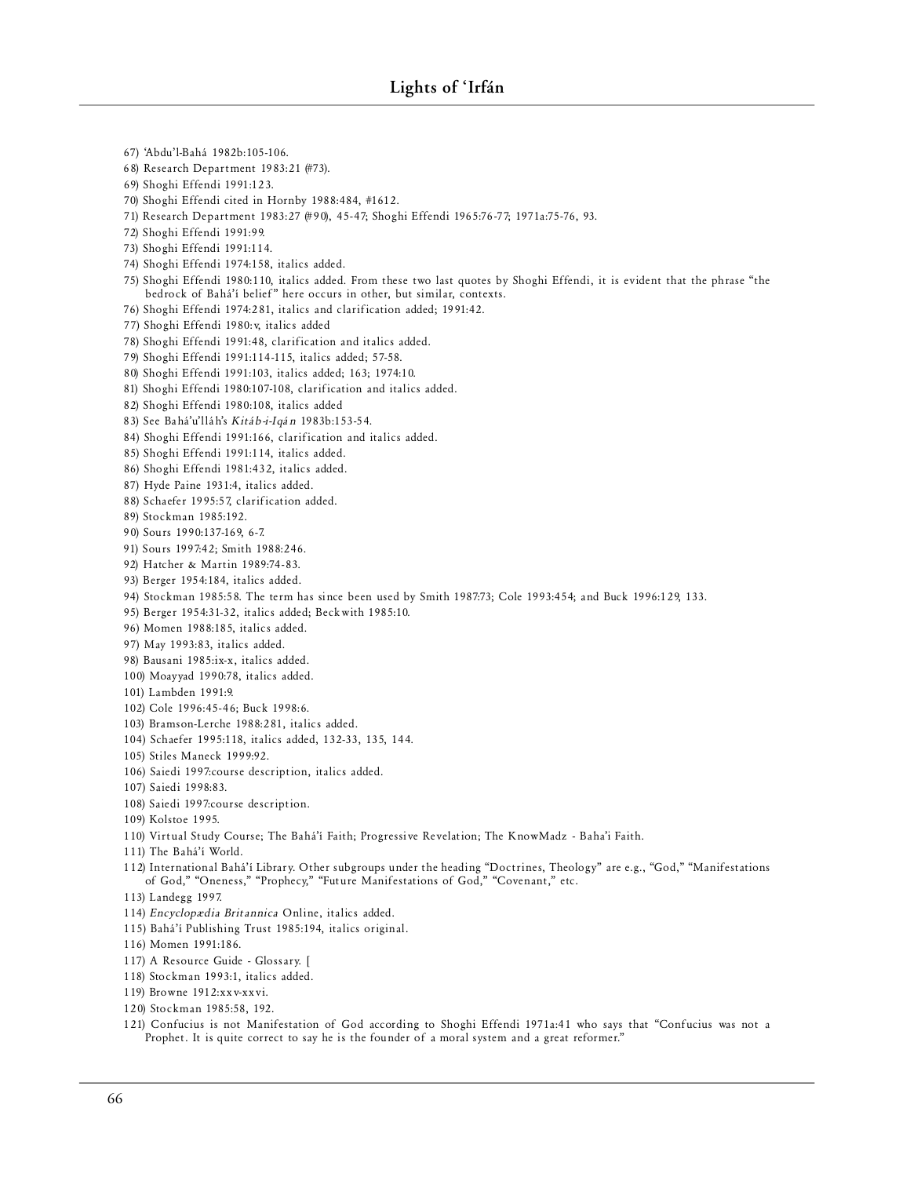67) 'Abdu'l-Bahá 1982b:105-106.
68) Research Department 1983:21 (#73).
69) Shoghi Effendi 1991:123.
70) Shoghi Effendi cited in Hornby 1988:484, #1612.
71) Research Department 1983:27 (#90), 45-47; Shoghi Effendi 1965:76-77; 1971a:75-76, 93.
72) Shoghi Effendi 1991:99.
73) Shoghi Effendi 1991:114.
74) Shoghi Effendi 1974:158, italics added.
75) Shoghi Effendi 1980:110, italics added. From these two last quotes by Shoghi Effendi, it is evident that the phrase "the bedrock of Bahá'í belief" here occurs in other, but similar, contexts.
76) Shoghi Effendi 1974:281, italics and clarification added; 1991:42.
77) Shoghi Effendi 1980:v, italics added
78) Shoghi Effendi 1991:48, clarification and italics added.
79) Shoghi Effendi 1991:114-115, italics added; 57-58.
80) Shoghi Effendi 1991:103, italics added; 163; 1974:10.
81) Shoghi Effendi 1980:107-108, clarification and italics added.
82) Shoghi Effendi 1980:108, italics added
83) See Bahá'u'lláh's *Kitáb-i-Iqán* 1983b:153-54.
84) Shoghi Effendi 1991:166, clarification and italics added.
85) Shoghi Effendi 1991:114, italics added.
86) Shoghi Effendi 1981:432, italics added.
87) Hyde Paine 1931:4, italics added.
88) Schaefer 1995:57, clarification added.
89) Stockman 1985:192.
90) Sours 1990:137-169, 6-7.
91) Sours 1997:42; Smith 1988:246.
92) Hatcher & Martin 1989:74-83.
93) Berger 1954:184, italics added.
94) Stockman 1985:58. The term has since been used by Smith 1987:73; Cole 1993:454; and Buck 1996:129, 133.
95) Berger 1954:31-32, italics added; Beckwith 1985:10.
96) Momen 1988:185, italics added.
97) May 1993:83, italics added.
98) Bausani 1985:ix-x, italics added.
100) Moayyad 1990:78, italics added.
101) Lambden 1991:9.
102) Cole 1996:45-46; Buck 1998:6.
103) Bramson-Lerche 1988:281, italics added.
104) Schaefer 1995:118, italics added, 132-33, 135, 144.
105) Stiles Maneck 1999:92.
106) Saiedi 1997:course description, italics added.
107) Saiedi 1998:83.
108) Saiedi 1997:course description.
109) Kolstoe 1995.
110) Virtual Study Course; The Bahá'í Faith; Progressive Revelation; The KnowMadz - Baha'i Faith.
111) The Bahá'í World.
112) International Bahá'í Library. Other subgroups under the heading "Doctrines, Theology" are e.g., "God," "Manifestations of God," "Oneness," "Prophecy," "Future Manifestations of God," "Covenant," etc.
113) Landegg 1997.
114) *Encyclopædia Britannica* Online, italics added.
115) Bahá'í Publishing Trust 1985:194, italics original.
116) Momen 1991:186.
117) A Resource Guide - Glossary. [
118) Stockman 1993:1, italics added.
119) Browne 1912:xxv-xxvi.
120) Stockman 1985:58, 192.
121) Confucius is not Manifestation of God according to Shoghi Effendi 1971a:41 who says that "Confucius was not a Prophet. It is quite correct to say he is the founder of a moral system and a great reformer."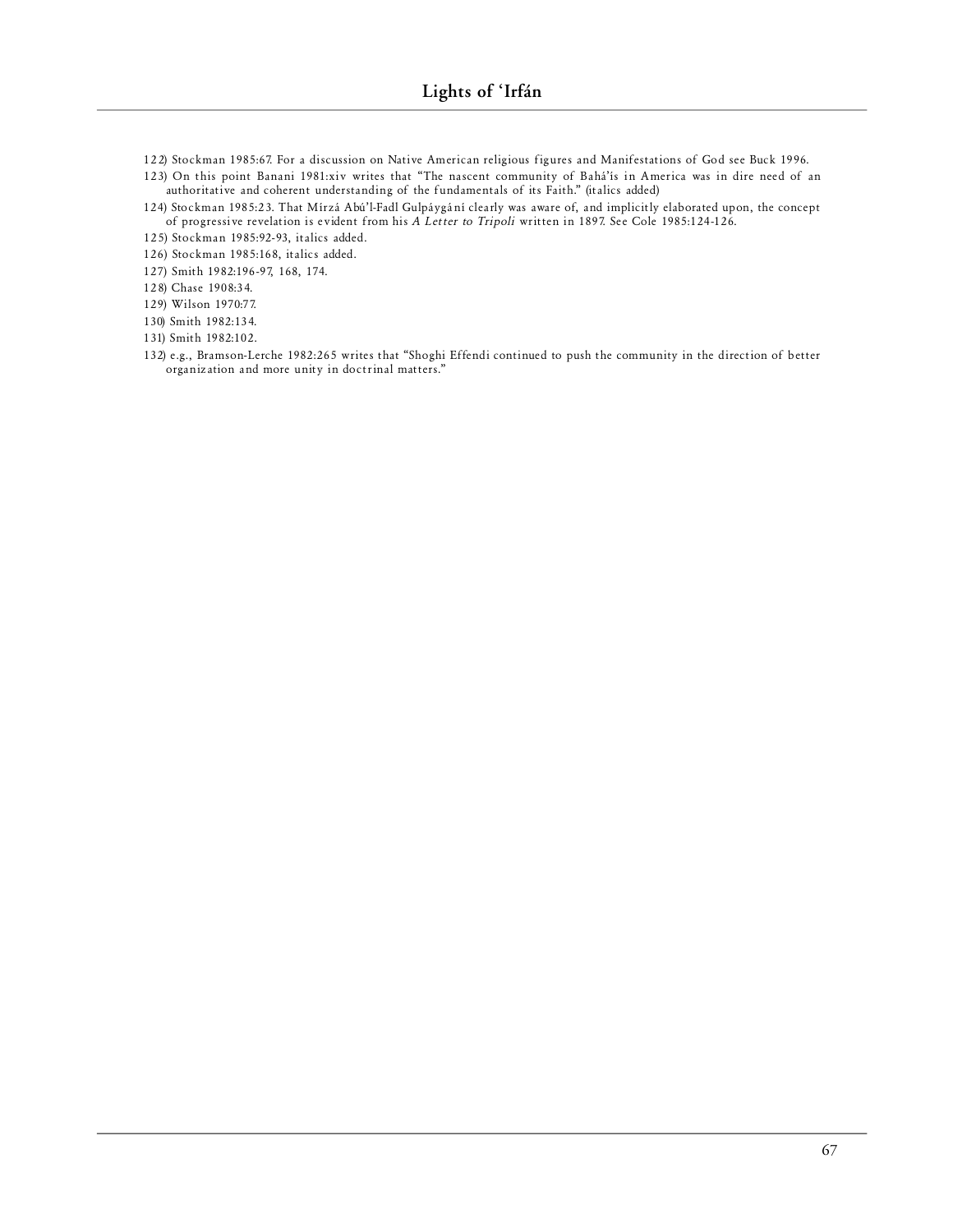122) Stockman 1985:67. For a discussion on Native American religious figures and Manifestations of God see Buck 1996.

123) On this point Banani 1981:xiv writes that "The nascent community of Bahá'ís in America was in dire need of an authoritative and coherent understanding of the fundamentals of its Faith." (italics added)

124) Stockman 1985:23. That Mírzá Abú'l-Fadl Gulpáygání clearly was aware of, and implicitly elaborated upon, the concept of progressive revelation is evident from his *A Letter to Tripoli* written in 1897. See Cole 1985:124-126.

125) Stockman 1985:92-93, italics added.

126) Stockman 1985:168, italics added.

127) Smith 1982:196-97, 168, 174.

128) Chase 1908:34.

129) Wilson 1970:77.

130) Smith 1982:134.

131) Smith 1982:102.

132) e.g., Bramson-Lerche 1982:265 writes that "Shoghi Effendi continued to push the community in the direction of better organization and more unity in doctrinal matters."